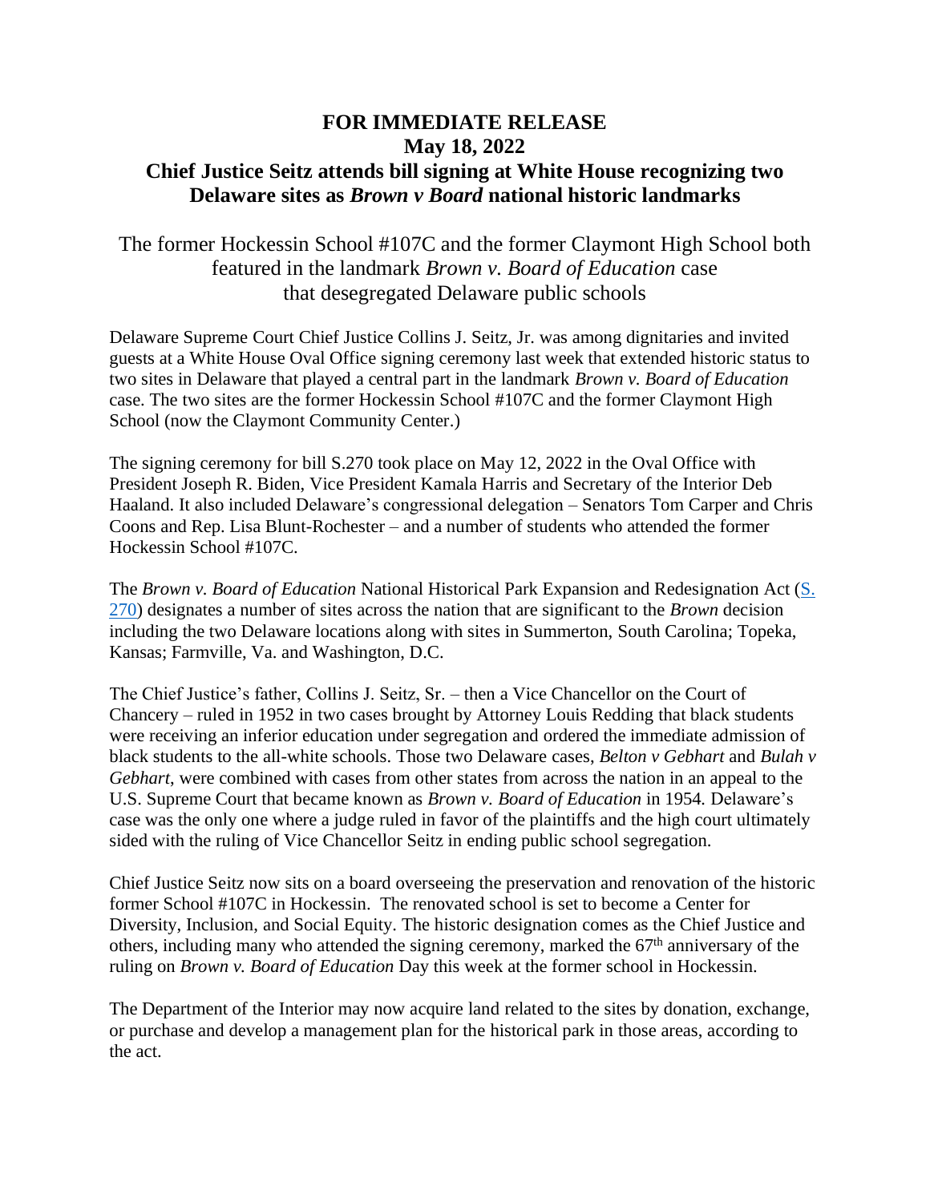# FOR IMMEDIATE RELEASE
# May 18, 2022
# Chief Justice Seitz attends bill signing at White House recognizing two Delaware sites as *Brown v Board* national historic landmarks

The former Hockessin School #107C and the former Claymont High School both featured in the landmark *Brown v. Board of Education* case that desegregated Delaware public schools

Delaware Supreme Court Chief Justice Collins J. Seitz, Jr. was among dignitaries and invited guests at a White House Oval Office signing ceremony last week that extended historic status to two sites in Delaware that played a central part in the landmark *Brown v. Board of Education* case. The two sites are the former Hockessin School #107C and the former Claymont High School (now the Claymont Community Center.)

The signing ceremony for bill S.270 took place on May 12, 2022 in the Oval Office with President Joseph R. Biden, Vice President Kamala Harris and Secretary of the Interior Deb Haaland. It also included Delaware's congressional delegation – Senators Tom Carper and Chris Coons and Rep. Lisa Blunt-Rochester – and a number of students who attended the former Hockessin School #107C.

The *Brown v. Board of Education* National Historical Park Expansion and Redesignation Act (S. 270) designates a number of sites across the nation that are significant to the *Brown* decision including the two Delaware locations along with sites in Summerton, South Carolina; Topeka, Kansas; Farmville, Va. and Washington, D.C.

The Chief Justice's father, Collins J. Seitz, Sr. – then a Vice Chancellor on the Court of Chancery – ruled in 1952 in two cases brought by Attorney Louis Redding that black students were receiving an inferior education under segregation and ordered the immediate admission of black students to the all-white schools. Those two Delaware cases, *Belton v Gebhart* and *Bulah v Gebhart*, were combined with cases from other states from across the nation in an appeal to the U.S. Supreme Court that became known as *Brown v. Board of Education* in 1954. Delaware's case was the only one where a judge ruled in favor of the plaintiffs and the high court ultimately sided with the ruling of Vice Chancellor Seitz in ending public school segregation.

Chief Justice Seitz now sits on a board overseeing the preservation and renovation of the historic former School #107C in Hockessin. The renovated school is set to become a Center for Diversity, Inclusion, and Social Equity. The historic designation comes as the Chief Justice and others, including many who attended the signing ceremony, marked the 67th anniversary of the ruling on *Brown v. Board of Education* Day this week at the former school in Hockessin.

The Department of the Interior may now acquire land related to the sites by donation, exchange, or purchase and develop a management plan for the historical park in those areas, according to the act.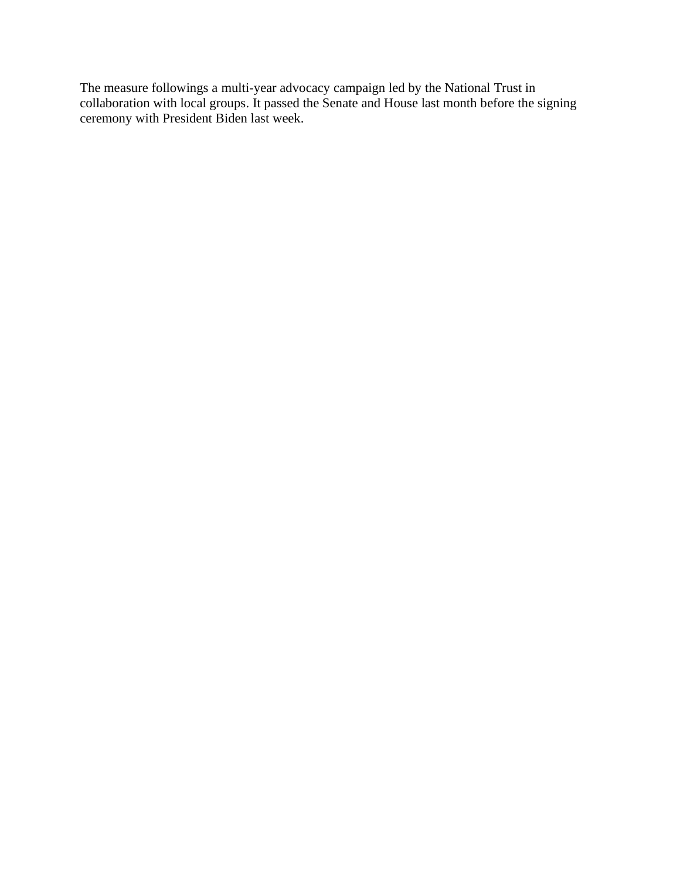The measure followings a multi-year advocacy campaign led by the National Trust in collaboration with local groups. It passed the Senate and House last month before the signing ceremony with President Biden last week.